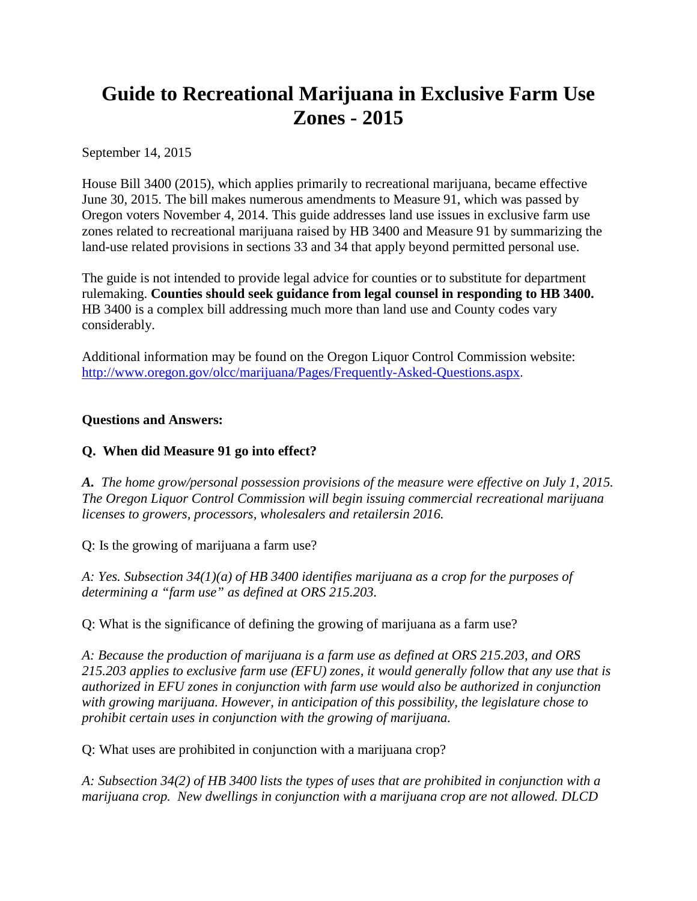# Guide to Recreational Marijuana in Exclusive Farm Use Zones - 2015

September 14, 2015

House Bill 3400 (2015), which applies primarily to recreational marijuana, became effective June 30, 2015. The bill makes numerous amendments to Measure 91, which was passed by Oregon voters November 4, 2014. This guide addresses land use issues in exclusive farm use zones related to recreational marijuana raised by HB 3400 and Measure 91 by summarizing the land-use related provisions in sections 33 and 34 that apply beyond permitted personal use.

The guide is not intended to provide legal advice for counties or to substitute for department rulemaking. **Counties should seek guidance from legal counsel in responding to HB 3400.** HB 3400 is a complex bill addressing much more than land use and County codes vary considerably.

Additional information may be found on the Oregon Liquor Control Commission website: [http://www.oregon.gov/olcc/marijuana/Pages/Frequently-Asked-Questions.aspx](http://www.oregon.gov/olcc/marijuana/Pages/Frequently-Asked-Questions.aspx).

**Questions and Answers:**

**Q. When did Measure 91 go into effect?**

***A.*** *The home grow/personal possession provisions of the measure were effective on July 1, 2015. The Oregon Liquor Control Commission will begin issuing commercial recreational marijuana licenses to growers, processors, wholesalers and retailersin 2016.*

Q: Is the growing of marijuana a farm use?

*A: Yes. Subsection 34(1)(a) of HB 3400 identifies marijuana as a crop for the purposes of determining a "farm use" as defined at ORS 215.203.*

Q: What is the significance of defining the growing of marijuana as a farm use?

*A: Because the production of marijuana is a farm use as defined at ORS 215.203, and ORS 215.203 applies to exclusive farm use (EFU) zones, it would generally follow that any use that is authorized in EFU zones in conjunction with farm use would also be authorized in conjunction with growing marijuana. However, in anticipation of this possibility, the legislature chose to prohibit certain uses in conjunction with the growing of marijuana.*

Q: What uses are prohibited in conjunction with a marijuana crop?

*A: Subsection 34(2) of HB 3400 lists the types of uses that are prohibited in conjunction with a marijuana crop. New dwellings in conjunction with a marijuana crop are not allowed. DLCD*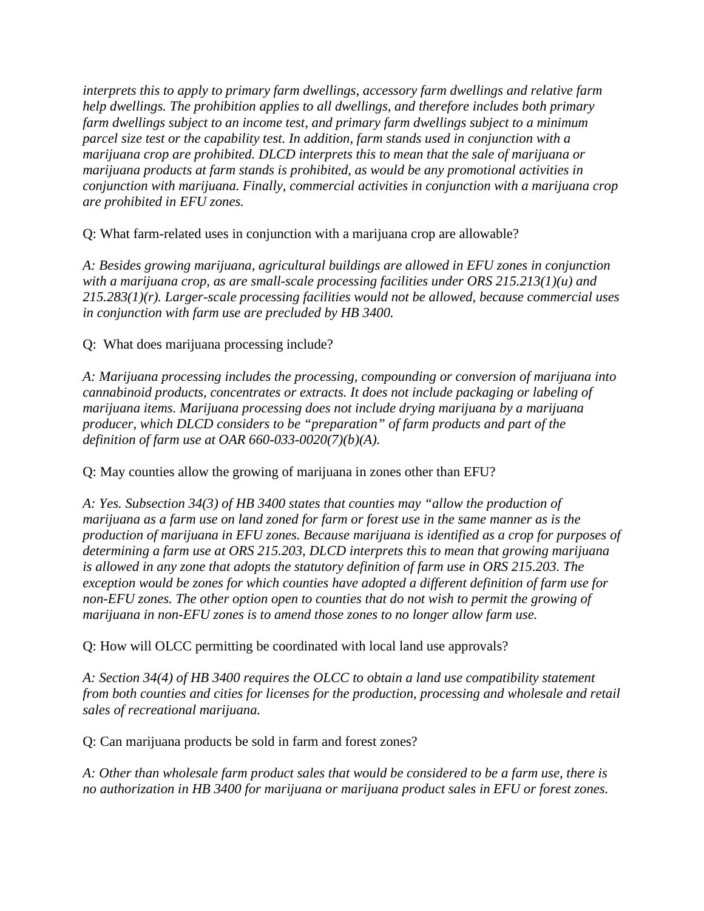*interprets this to apply to primary farm dwellings, accessory farm dwellings and relative farm help dwellings. The prohibition applies to all dwellings, and therefore includes both primary farm dwellings subject to an income test, and primary farm dwellings subject to a minimum parcel size test or the capability test. In addition, farm stands used in conjunction with a marijuana crop are prohibited. DLCD interprets this to mean that the sale of marijuana or marijuana products at farm stands is prohibited, as would be any promotional activities in conjunction with marijuana. Finally, commercial activities in conjunction with a marijuana crop are prohibited in EFU zones.*

Q: What farm-related uses in conjunction with a marijuana crop are allowable?

*A: Besides growing marijuana, agricultural buildings are allowed in EFU zones in conjunction with a marijuana crop, as are small-scale processing facilities under ORS 215.213(1)(u) and 215.283(1)(r). Larger-scale processing facilities would not be allowed, because commercial uses in conjunction with farm use are precluded by HB 3400.*

Q: What does marijuana processing include?

*A: Marijuana processing includes the processing, compounding or conversion of marijuana into cannabinoid products, concentrates or extracts. It does not include packaging or labeling of marijuana items. Marijuana processing does not include drying marijuana by a marijuana producer, which DLCD considers to be "preparation" of farm products and part of the definition of farm use at OAR 660-033-0020(7)(b)(A).*

Q: May counties allow the growing of marijuana in zones other than EFU?

*A: Yes. Subsection 34(3) of HB 3400 states that counties may "allow the production of marijuana as a farm use on land zoned for farm or forest use in the same manner as is the production of marijuana in EFU zones. Because marijuana is identified as a crop for purposes of determining a farm use at ORS 215.203, DLCD interprets this to mean that growing marijuana is allowed in any zone that adopts the statutory definition of farm use in ORS 215.203. The exception would be zones for which counties have adopted a different definition of farm use for non-EFU zones. The other option open to counties that do not wish to permit the growing of marijuana in non-EFU zones is to amend those zones to no longer allow farm use.*

Q: How will OLCC permitting be coordinated with local land use approvals?

*A: Section 34(4) of HB 3400 requires the OLCC to obtain a land use compatibility statement from both counties and cities for licenses for the production, processing and wholesale and retail sales of recreational marijuana.*

Q: Can marijuana products be sold in farm and forest zones?

*A: Other than wholesale farm product sales that would be considered to be a farm use, there is no authorization in HB 3400 for marijuana or marijuana product sales in EFU or forest zones.*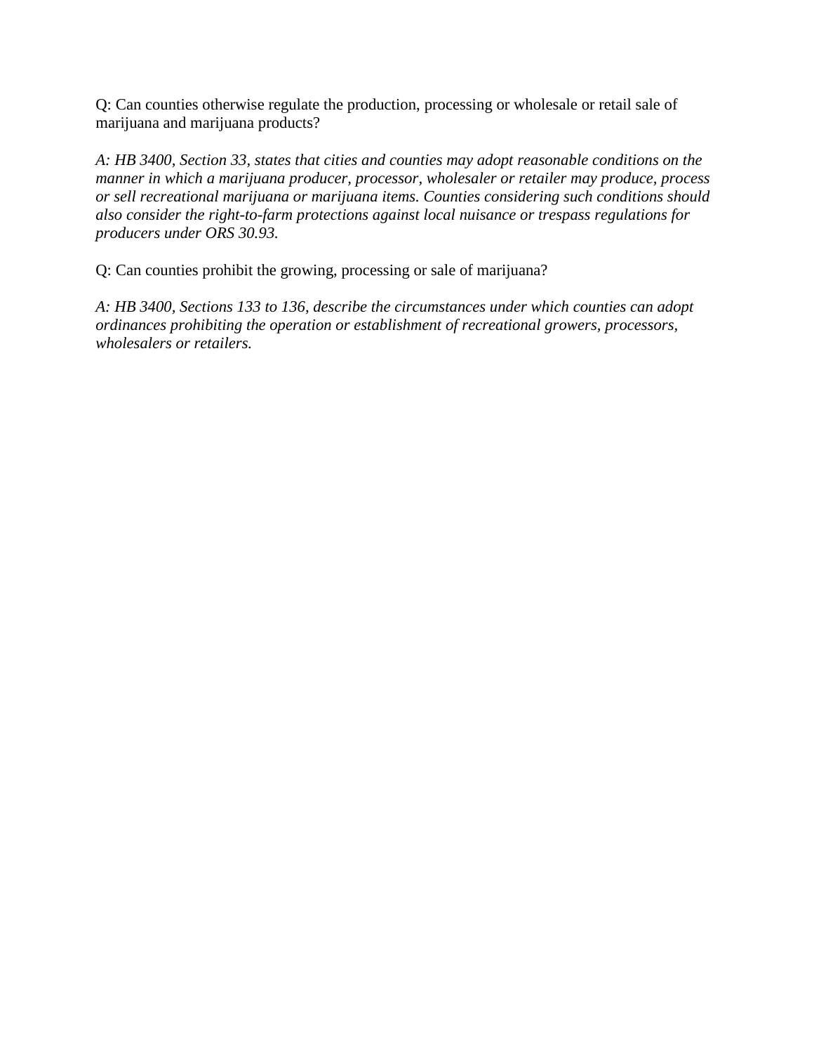Q: Can counties otherwise regulate the production, processing or wholesale or retail sale of marijuana and marijuana products?

*A: HB 3400, Section 33, states that cities and counties may adopt reasonable conditions on the manner in which a marijuana producer, processor, wholesaler or retailer may produce, process or sell recreational marijuana or marijuana items. Counties considering such conditions should also consider the right-to-farm protections against local nuisance or trespass regulations for producers under ORS 30.93.*

Q: Can counties prohibit the growing, processing or sale of marijuana?

*A: HB 3400, Sections 133 to 136, describe the circumstances under which counties can adopt ordinances prohibiting the operation or establishment of recreational growers, processors, wholesalers or retailers.*